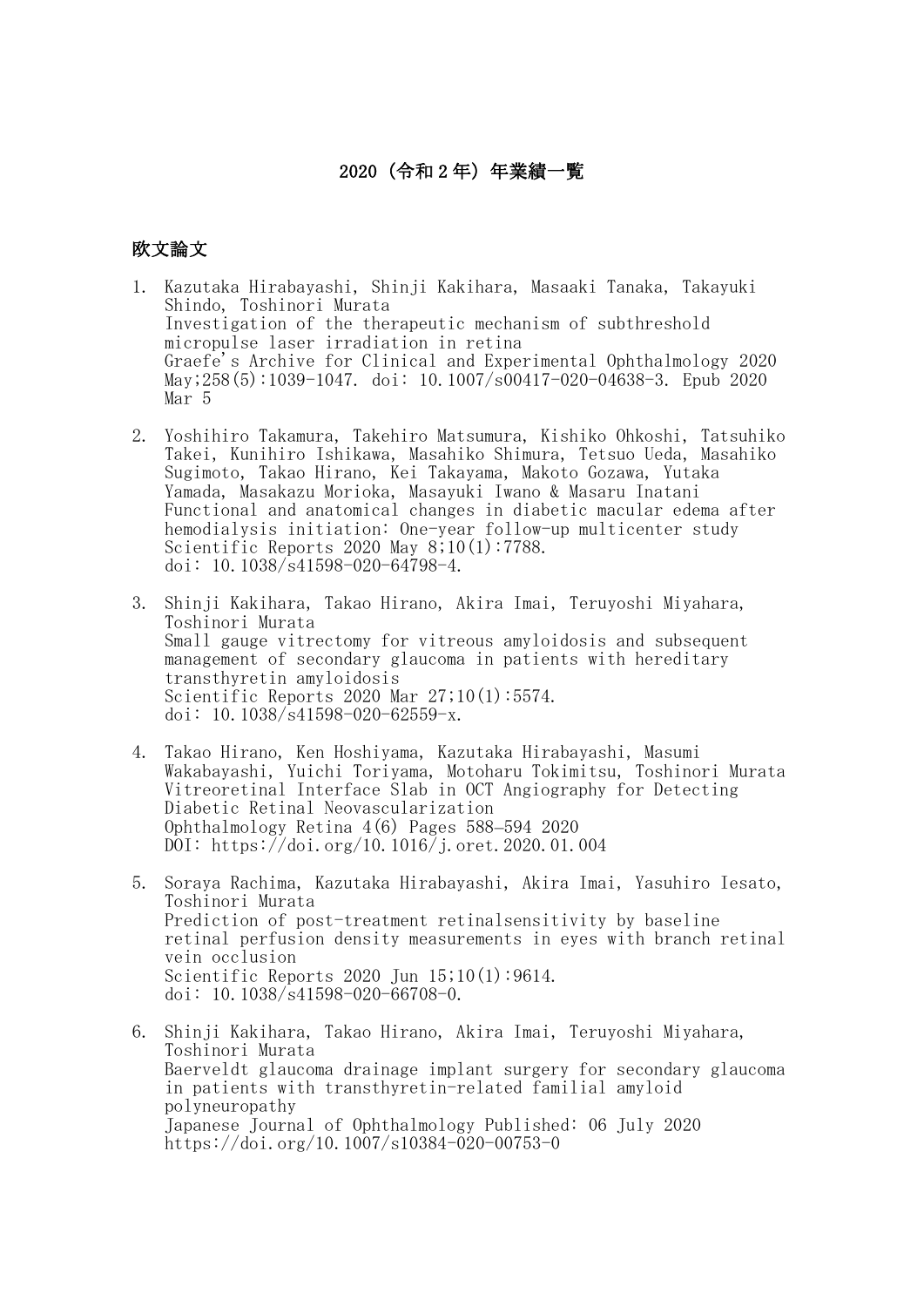# 2020（令和２年）年業績一覧

## 欧文論文

1. Kazutaka Hirabayashi, Shinji Kakihara, Masaaki Tanaka, Takayuki Shindo, Toshinori Murata
   Investigation of the therapeutic mechanism of subthreshold micropulse laser irradiation in retina
   Graefe's Archive for Clinical and Experimental Ophthalmology 2020 May;258(5):1039-1047. doi: 10.1007/s00417-020-04638-3. Epub 2020 Mar 5

2. Yoshihiro Takamura, Takehiro Matsumura, Kishiko Ohkoshi, Tatsuhiko Takei, Kunihiro Ishikawa, Masahiko Shimura, Tetsuo Ueda, Masahiko Sugimoto, Takao Hirano, Kei Takayama, Makoto Gozawa, Yutaka Yamada, Masakazu Morioka, Masayuki Iwano & Masaru Inatani
   Functional and anatomical changes in diabetic macular edema after hemodialysis initiation: One-year follow-up multicenter study
   Scientific Reports 2020 May 8;10(1):7788.
   doi: 10.1038/s41598-020-64798-4.

3. Shinji Kakihara, Takao Hirano, Akira Imai, Teruyoshi Miyahara, Toshinori Murata
   Small gauge vitrectomy for vitreous amyloidosis and subsequent management of secondary glaucoma in patients with hereditary transthyretin amyloidosis
   Scientific Reports 2020 Mar 27;10(1):5574.
   doi: 10.1038/s41598-020-62559-x.

4. Takao Hirano, Ken Hoshiyama, Kazutaka Hirabayashi, Masumi Wakabayashi, Yuichi Toriyama, Motoharu Tokimitsu, Toshinori Murata
   Vitreoretinal Interface Slab in OCT Angiography for Detecting Diabetic Retinal Neovascularization
   Ophthalmology Retina 4(6) Pages 588–594 2020
   DOI: https://doi.org/10.1016/j.oret.2020.01.004

5. Soraya Rachima, Kazutaka Hirabayashi, Akira Imai, Yasuhiro Iesato, Toshinori Murata
   Prediction of post-treatment retinalsensitivity by baseline retinal perfusion density measurements in eyes with branch retinal vein occlusion
   Scientific Reports 2020 Jun 15;10(1):9614.
   doi: 10.1038/s41598-020-66708-0.

6. Shinji Kakihara, Takao Hirano, Akira Imai, Teruyoshi Miyahara, Toshinori Murata
   Baerveldt glaucoma drainage implant surgery for secondary glaucoma in patients with transthyretin-related familial amyloid polyneuropathy
   Japanese Journal of Ophthalmology Published: 06 July 2020
   https://doi.org/10.1007/s10384-020-00753-0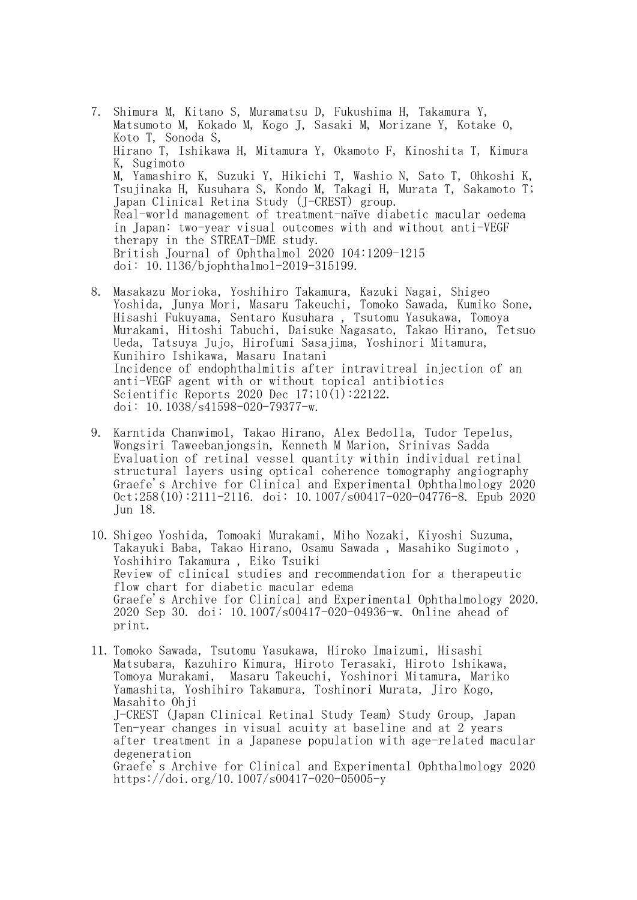7. Shimura M, Kitano S, Muramatsu D, Fukushima H, Takamura Y, Matsumoto M, Kokado M, Kogo J, Sasaki M, Morizane Y, Kotake O, Koto T, Sonoda S,
   Hirano T, Ishikawa H, Mitamura Y, Okamoto F, Kinoshita T, Kimura K, Sugimoto
   M, Yamashiro K, Suzuki Y, Hikichi T, Washio N, Sato T, Ohkoshi K, Tsujinaka H, Kusuhara S, Kondo M, Takagi H, Murata T, Sakamoto T; Japan Clinical Retina Study (J-CREST) group.
   Real-world management of treatment-naïve diabetic macular oedema in Japan: two-year visual outcomes with and without anti-VEGF therapy in the STREAT-DME study.
   British Journal of Ophthalmol 2020 104:1209-1215
   doi: 10.1136/bjophthalmol-2019-315199.

8. Masakazu Morioka, Yoshihiro Takamura, Kazuki Nagai, Shigeo Yoshida, Junya Mori, Masaru Takeuchi, Tomoko Sawada, Kumiko Sone, Hisashi Fukuyama, Sentaro Kusuhara , Tsutomu Yasukawa, Tomoya Murakami, Hitoshi Tabuchi, Daisuke Nagasato, Takao Hirano, Tetsuo Ueda, Tatsuya Jujo, Hirofumi Sasajima, Yoshinori Mitamura, Kunihiro Ishikawa, Masaru Inatani
   Incidence of endophthalmitis after intravitreal injection of an anti-VEGF agent with or without topical antibiotics
   Scientific Reports 2020 Dec 17;10(1):22122.
   doi: 10.1038/s41598-020-79377-w.

9. Karntida Chanwimol, Takao Hirano, Alex Bedolla, Tudor Tepelus, Wongsiri Taweebanjongsin, Kenneth M Marion, Srinivas Sadda
   Evaluation of retinal vessel quantity within individual retinal structural layers using optical coherence tomography angiography
   Graefe's Archive for Clinical and Experimental Ophthalmology 2020 Oct;258(10):2111-2116. doi: 10.1007/s00417-020-04776-8. Epub 2020 Jun 18.

10. Shigeo Yoshida, Tomoaki Murakami, Miho Nozaki, Kiyoshi Suzuma, Takayuki Baba, Takao Hirano, Osamu Sawada , Masahiko Sugimoto , Yoshihiro Takamura , Eiko Tsuiki
    Review of clinical studies and recommendation for a therapeutic flow chart for diabetic macular edema
    Graefe's Archive for Clinical and Experimental Ophthalmology 2020. 2020 Sep 30. doi: 10.1007/s00417-020-04936-w. Online ahead of print.

11. Tomoko Sawada, Tsutomu Yasukawa, Hiroko Imaizumi, Hisashi Matsubara, Kazuhiro Kimura, Hiroto Terasaki, Hiroto Ishikawa, Tomoya Murakami, Masaru Takeuchi, Yoshinori Mitamura, Mariko Yamashita, Yoshihiro Takamura, Toshinori Murata, Jiro Kogo, Masahito Ohji
    J-CREST (Japan Clinical Retinal Study Team) Study Group, Japan
    Ten-year changes in visual acuity at baseline and at 2 years after treatment in a Japanese population with age-related macular degeneration
    Graefe's Archive for Clinical and Experimental Ophthalmology 2020
    https://doi.org/10.1007/s00417-020-05005-y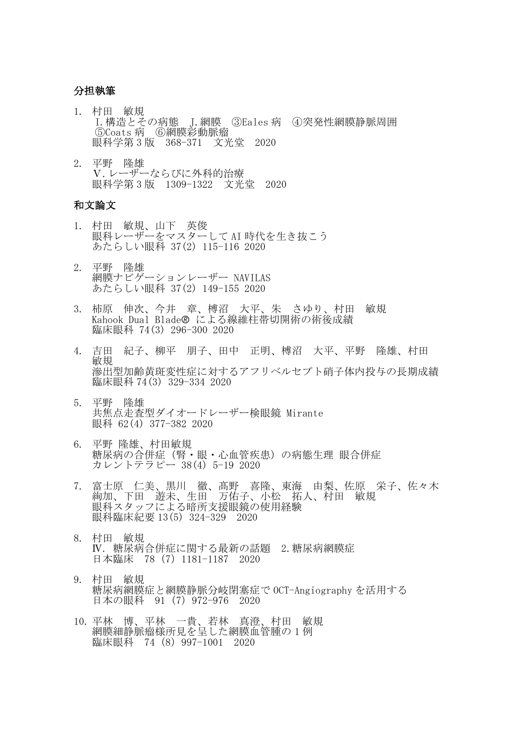## 分担執筆

1. 村田　敏規
   I.構造とその病態　J.網膜　③Eales 病　④突発性網膜静脈周囲
   ⑤Coats 病　⑥網膜彩動脈瘤
   眼科学第 3 版　368-371　文光堂　2020

2. 平野　隆雄
   Ⅴ.レーザーならびに外科的治療
   眼科学第 3 版　1309-1322　文光堂　2020

## 和文論文

1. 村田　敏規、山下　英俊
   眼科レーザーをマスターして AI 時代を生き抜こう
   あたらしい眼科 37(2) 115-116 2020

2. 平野　隆雄
   網膜ナビゲーションレーザー NAVILAS
   あたらしい眼科 37(2) 149-155 2020

3. 柿原　伸次、今井　章、榑沼　大平、朱　さゆり、村田　敏規
   Kahook Dual Blade® による線維柱帯切開術の術後成績
   臨床眼科 74(3) 296-300 2020

4. 吉田　紀子、柳平　朋子、田中　正明、榑沼　大平、平野　隆雄、村田　敏規
   滲出型加齢黄斑変性症に対するアフリベルセプト硝子体内投与の長期成績
   臨床眼科 74(3) 329-334 2020

5. 平野　隆雄
   共焦点走査型ダイオードレーザー検眼鏡 Mirante
   眼科 62(4) 377-382 2020

6. 平野 隆雄、村田敏規
   糖尿病の合併症（腎・眼・心血管疾患）の病態生理 眼合併症
   カレントテラピー 38(4) 5-19 2020

7. 富士原　仁美、黒川　徹、髙野　喜隆、東海　由梨、佐原　栄子、佐々木　絢加、下田　遊未、生田　万佑子、小松　拓人、村田　敏規
   眼科スタッフによる暗所支援眼鏡の使用経験
   眼科臨床紀要 13(5) 324-329　2020

8. 村田　敏規
   Ⅳ. 糖尿病合併症に関する最新の話題　2.糖尿病網膜症
   日本臨床　78 (7) 1181-1187　2020

9. 村田　敏規
   糖尿病網膜症と網膜静脈分岐閉塞症で OCT-Angiography を活用する
   日本の眼科　91 (7) 972-976　2020

10. 平林　博、平林　一貴、若林　真澄、村田　敏規
    網膜細静脈瘤様所見を呈した網膜血管腫の 1 例
    臨床眼科　74 (8) 997-1001　2020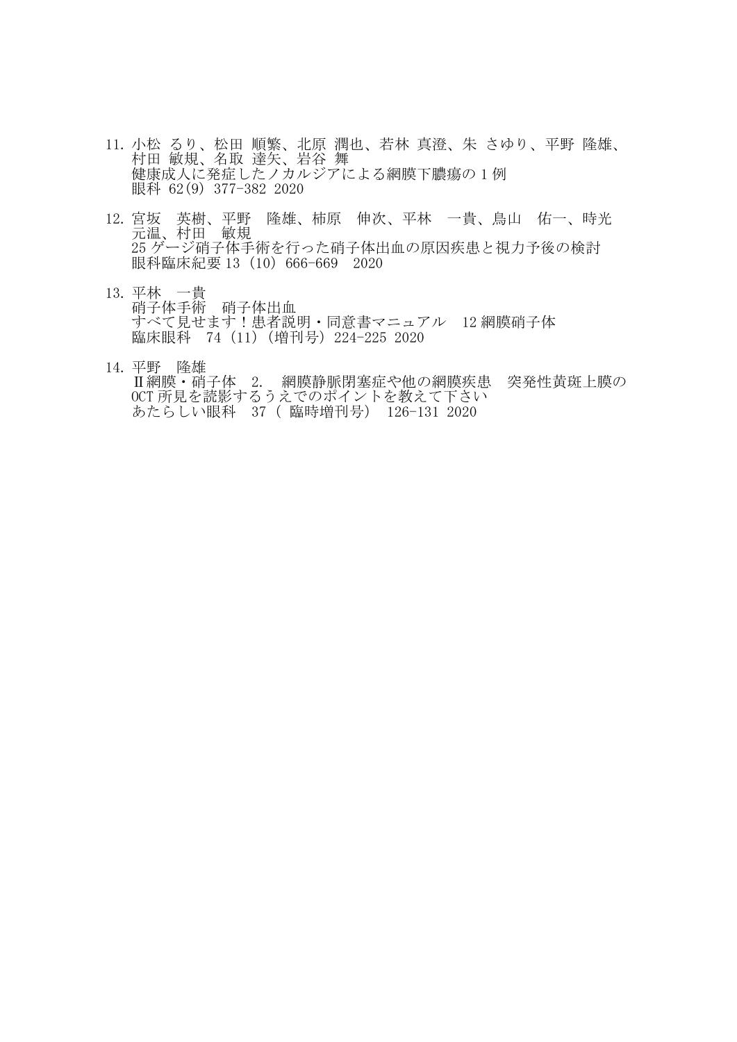11. 小松 るり、松田 順繁、北原 潤也、若林 真澄、朱 さゆり、平野 隆雄、村田 敏規、名取 達矢、岩谷 舞
    健康成人に発症したノカルジアによる網膜下膿瘍の 1 例
    眼科 62(9) 377-382 2020

12. 宮坂　英樹、平野　隆雄、柿原　伸次、平林　一貴、鳥山　佑一、時光　元温、村田　敏規
    25 ゲージ硝子体手術を行った硝子体出血の原因疾患と視力予後の検討
    眼科臨床紀要 13 (10) 666-669　2020

13. 平林　一貴
    硝子体手術　硝子体出血
    すべて見せます！患者説明・同意書マニュアル　12 網膜硝子体
    臨床眼科　74 (11) (増刊号) 224-225 2020

14. 平野　隆雄
    Ⅱ網膜・硝子体　2.　網膜静脈閉塞症や他の網膜疾患　突発性黄斑上膜の OCT 所見を読影するうえでのポイントを教えて下さい
    あたらしい眼科　37 ( 臨時増刊号)　126-131 2020